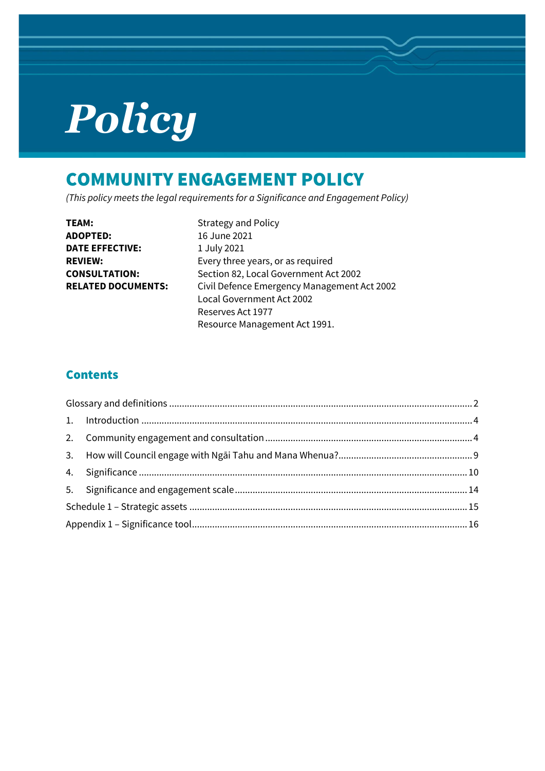# Policy

## COMMUNITY ENGAGEMENT POLICY

*(This policy meets the legal requirements for a Significance and Engagement Policy)*

| | |
|---|---|
| **TEAM:** | Strategy and Policy |
| **ADOPTED:** | 16 June 2021 |
| **DATE EFFECTIVE:** | 1 July 2021 |
| **REVIEW:** | Every three years, or as required |
| **CONSULTATION:** | Section 82, Local Government Act 2002 |
| **RELATED DOCUMENTS:** | Civil Defence Emergency Management Act 2002<br>Local Government Act 2002<br>Reserves Act 1977<br>Resource Management Act 1991. |

### Contents

Glossary and definitions ..... 2

1. Introduction ..... 4
2. Community engagement and consultation ..... 4
3. How will Council engage with Ngāi Tahu and Mana Whenua? ..... 9
4. Significance ..... 10
5. Significance and engagement scale ..... 14

Schedule 1 – Strategic assets ..... 15

Appendix 1 – Significance tool ..... 16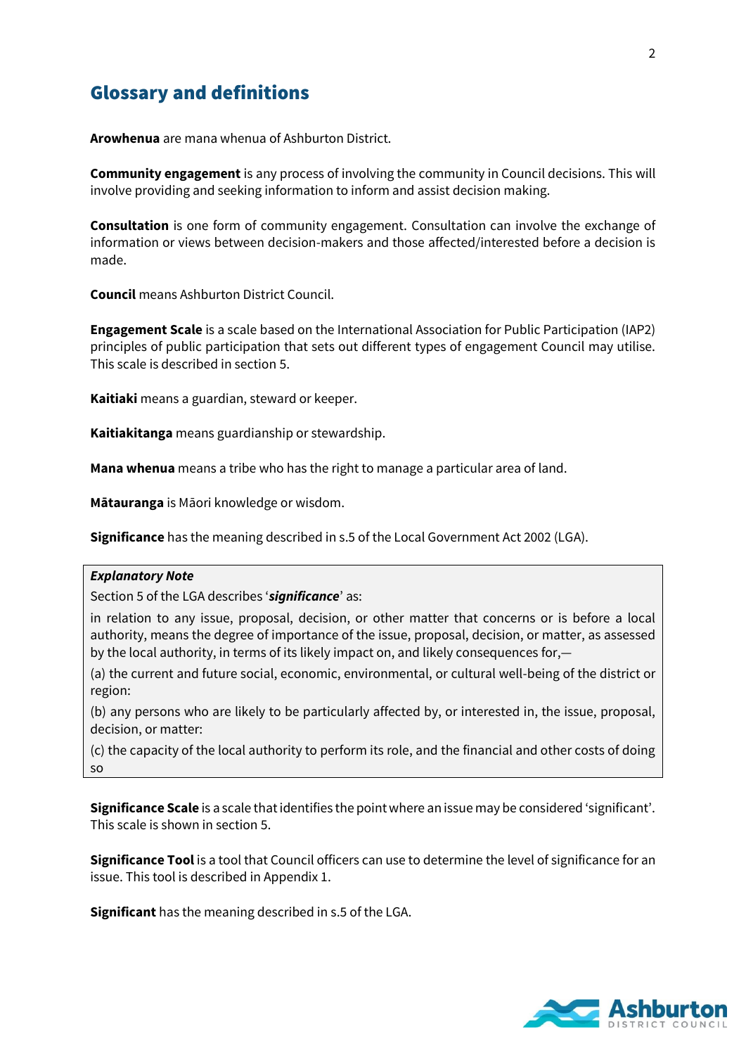## Glossary and definitions

**Arowhenua** are mana whenua of Ashburton District.

**Community engagement** is any process of involving the community in Council decisions. This will involve providing and seeking information to inform and assist decision making.

**Consultation** is one form of community engagement. Consultation can involve the exchange of information or views between decision-makers and those affected/interested before a decision is made.

**Council** means Ashburton District Council.

**Engagement Scale** is a scale based on the International Association for Public Participation (IAP2) principles of public participation that sets out different types of engagement Council may utilise. This scale is described in section 5.

**Kaitiaki** means a guardian, steward or keeper.

**Kaitiakitanga** means guardianship or stewardship.

**Mana whenua** means a tribe who has the right to manage a particular area of land.

**Mātauranga** is Māori knowledge or wisdom.

**Significance** has the meaning described in s.5 of the Local Government Act 2002 (LGA).

> ***Explanatory Note***
>
> Section 5 of the LGA describes '***significance***' as:
>
> in relation to any issue, proposal, decision, or other matter that concerns or is before a local authority, means the degree of importance of the issue, proposal, decision, or matter, as assessed by the local authority, in terms of its likely impact on, and likely consequences for,—
>
> (a) the current and future social, economic, environmental, or cultural well-being of the district or region:
>
> (b) any persons who are likely to be particularly affected by, or interested in, the issue, proposal, decision, or matter:
>
> (c) the capacity of the local authority to perform its role, and the financial and other costs of doing so

**Significance Scale** is a scale that identifies the point where an issue may be considered 'significant'. This scale is shown in section 5.

**Significance Tool** is a tool that Council officers can use to determine the level of significance for an issue. This tool is described in Appendix 1.

**Significant** has the meaning described in s.5 of the LGA.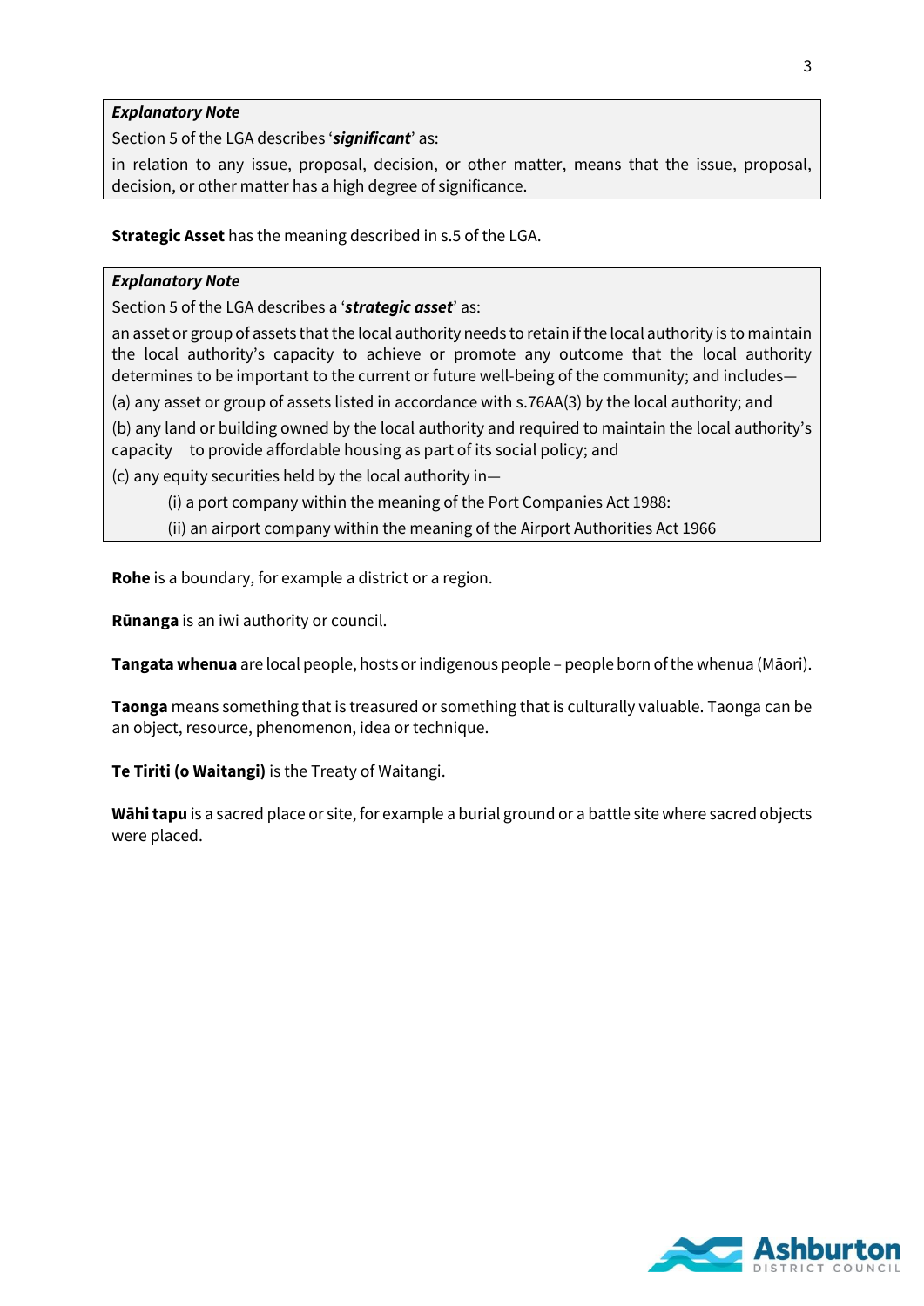> ***Explanatory Note***
>
> Section 5 of the LGA describes '***significant***' as:
>
> in relation to any issue, proposal, decision, or other matter, means that the issue, proposal, decision, or other matter has a high degree of significance.

**Strategic Asset** has the meaning described in s.5 of the LGA.

> ***Explanatory Note***
>
> Section 5 of the LGA describes a '***strategic asset***' as:
>
> an asset or group of assets that the local authority needs to retain if the local authority is to maintain the local authority's capacity to achieve or promote any outcome that the local authority determines to be important to the current or future well-being of the community; and includes—
>
> (a) any asset or group of assets listed in accordance with s.76AA(3) by the local authority; and
>
> (b) any land or building owned by the local authority and required to maintain the local authority's capacity to provide affordable housing as part of its social policy; and
>
> (c) any equity securities held by the local authority in—
>
> (i) a port company within the meaning of the Port Companies Act 1988:
>
> (ii) an airport company within the meaning of the Airport Authorities Act 1966

**Rohe** is a boundary, for example a district or a region.

**Rūnanga** is an iwi authority or council.

**Tangata whenua** are local people, hosts or indigenous people – people born of the whenua (Māori).

**Taonga** means something that is treasured or something that is culturally valuable. Taonga can be an object, resource, phenomenon, idea or technique.

**Te Tiriti (o Waitangi)** is the Treaty of Waitangi.

**Wāhi tapu** is a sacred place or site, for example a burial ground or a battle site where sacred objects were placed.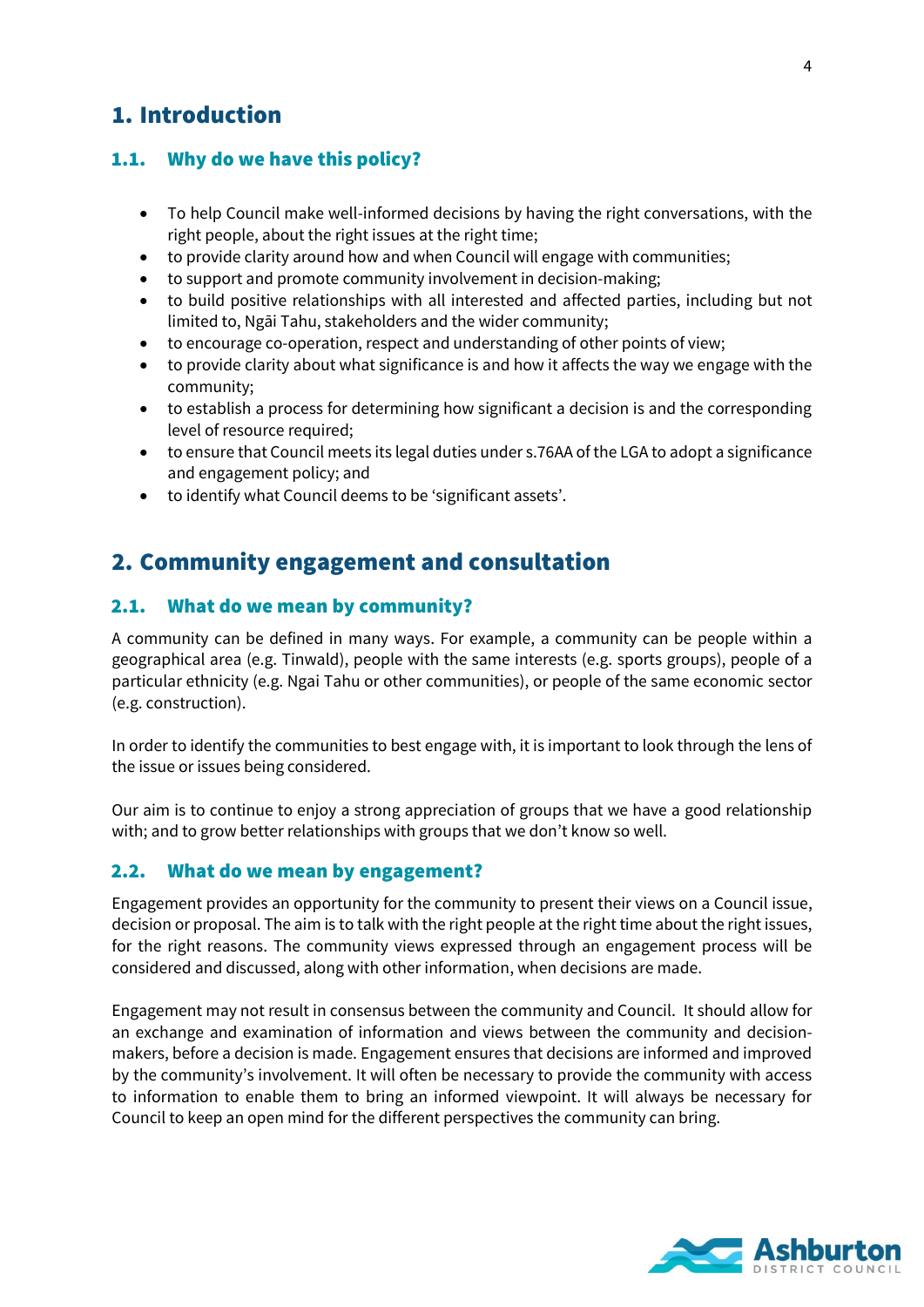# 1. Introduction

## 1.1. Why do we have this policy?

- To help Council make well-informed decisions by having the right conversations, with the right people, about the right issues at the right time;
- to provide clarity around how and when Council will engage with communities;
- to support and promote community involvement in decision-making;
- to build positive relationships with all interested and affected parties, including but not limited to, Ngāi Tahu, stakeholders and the wider community;
- to encourage co-operation, respect and understanding of other points of view;
- to provide clarity about what significance is and how it affects the way we engage with the community;
- to establish a process for determining how significant a decision is and the corresponding level of resource required;
- to ensure that Council meets its legal duties under s.76AA of the LGA to adopt a significance and engagement policy; and
- to identify what Council deems to be 'significant assets'.

# 2. Community engagement and consultation

## 2.1. What do we mean by community?

A community can be defined in many ways. For example, a community can be people within a geographical area (e.g. Tinwald), people with the same interests (e.g. sports groups), people of a particular ethnicity (e.g. Ngai Tahu or other communities), or people of the same economic sector (e.g. construction).

In order to identify the communities to best engage with, it is important to look through the lens of the issue or issues being considered.

Our aim is to continue to enjoy a strong appreciation of groups that we have a good relationship with; and to grow better relationships with groups that we don't know so well.

## 2.2. What do we mean by engagement?

Engagement provides an opportunity for the community to present their views on a Council issue, decision or proposal. The aim is to talk with the right people at the right time about the right issues, for the right reasons. The community views expressed through an engagement process will be considered and discussed, along with other information, when decisions are made.

Engagement may not result in consensus between the community and Council. It should allow for an exchange and examination of information and views between the community and decision-makers, before a decision is made. Engagement ensures that decisions are informed and improved by the community's involvement. It will often be necessary to provide the community with access to information to enable them to bring an informed viewpoint. It will always be necessary for Council to keep an open mind for the different perspectives the community can bring.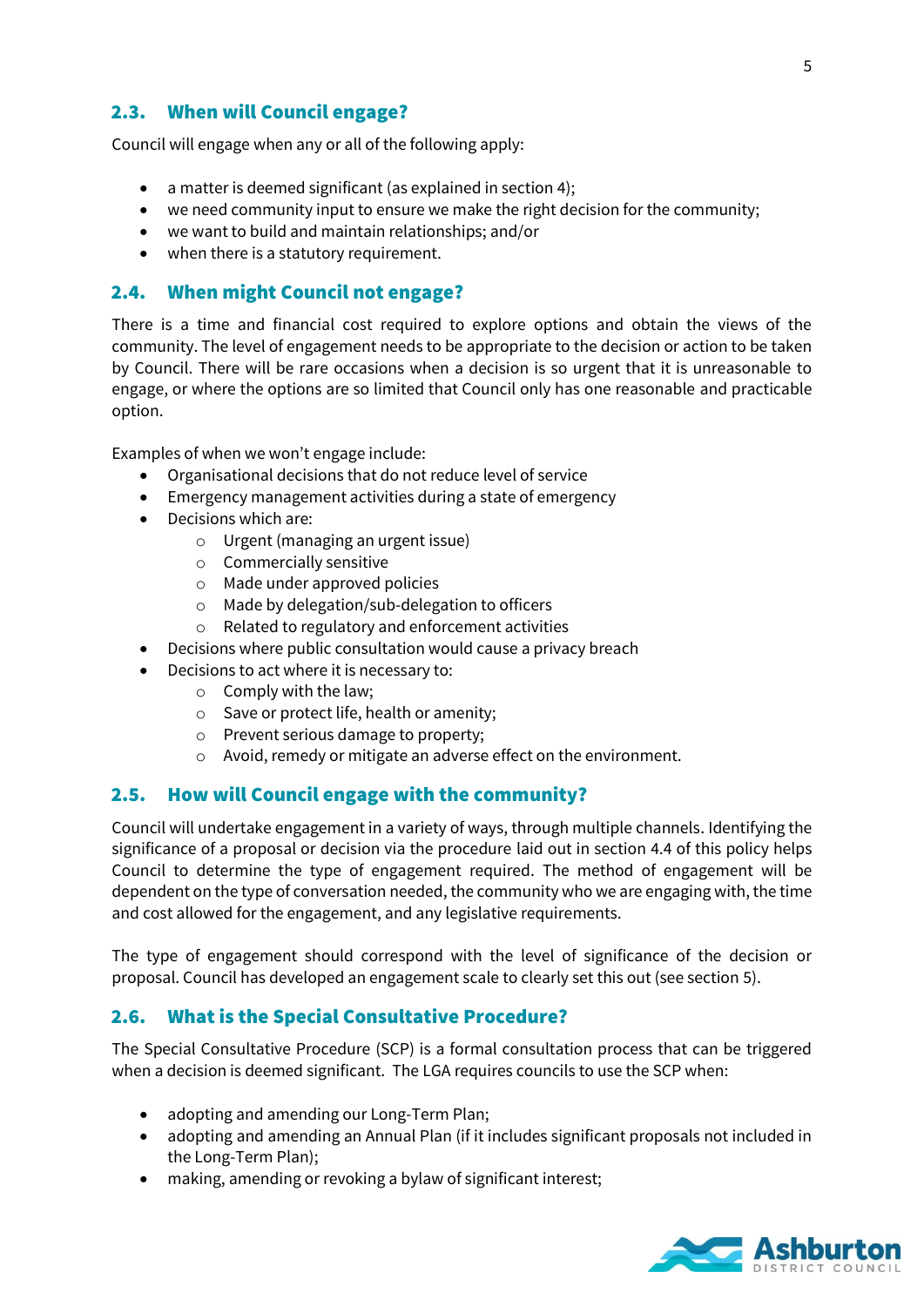## 2.3. When will Council engage?

Council will engage when any or all of the following apply:

- a matter is deemed significant (as explained in section 4);
- we need community input to ensure we make the right decision for the community;
- we want to build and maintain relationships; and/or
- when there is a statutory requirement.

## 2.4. When might Council not engage?

There is a time and financial cost required to explore options and obtain the views of the community. The level of engagement needs to be appropriate to the decision or action to be taken by Council. There will be rare occasions when a decision is so urgent that it is unreasonable to engage, or where the options are so limited that Council only has one reasonable and practicable option.

Examples of when we won't engage include:

- Organisational decisions that do not reduce level of service
- Emergency management activities during a state of emergency
- Decisions which are:
  - Urgent (managing an urgent issue)
  - Commercially sensitive
  - Made under approved policies
  - Made by delegation/sub-delegation to officers
  - Related to regulatory and enforcement activities
- Decisions where public consultation would cause a privacy breach
- Decisions to act where it is necessary to:
  - Comply with the law;
  - Save or protect life, health or amenity;
  - Prevent serious damage to property;
  - Avoid, remedy or mitigate an adverse effect on the environment.

## 2.5. How will Council engage with the community?

Council will undertake engagement in a variety of ways, through multiple channels. Identifying the significance of a proposal or decision via the procedure laid out in section 4.4 of this policy helps Council to determine the type of engagement required. The method of engagement will be dependent on the type of conversation needed, the community who we are engaging with, the time and cost allowed for the engagement, and any legislative requirements.

The type of engagement should correspond with the level of significance of the decision or proposal. Council has developed an engagement scale to clearly set this out (see section 5).

## 2.6. What is the Special Consultative Procedure?

The Special Consultative Procedure (SCP) is a formal consultation process that can be triggered when a decision is deemed significant. The LGA requires councils to use the SCP when:

- adopting and amending our Long-Term Plan;
- adopting and amending an Annual Plan (if it includes significant proposals not included in the Long-Term Plan);
- making, amending or revoking a bylaw of significant interest;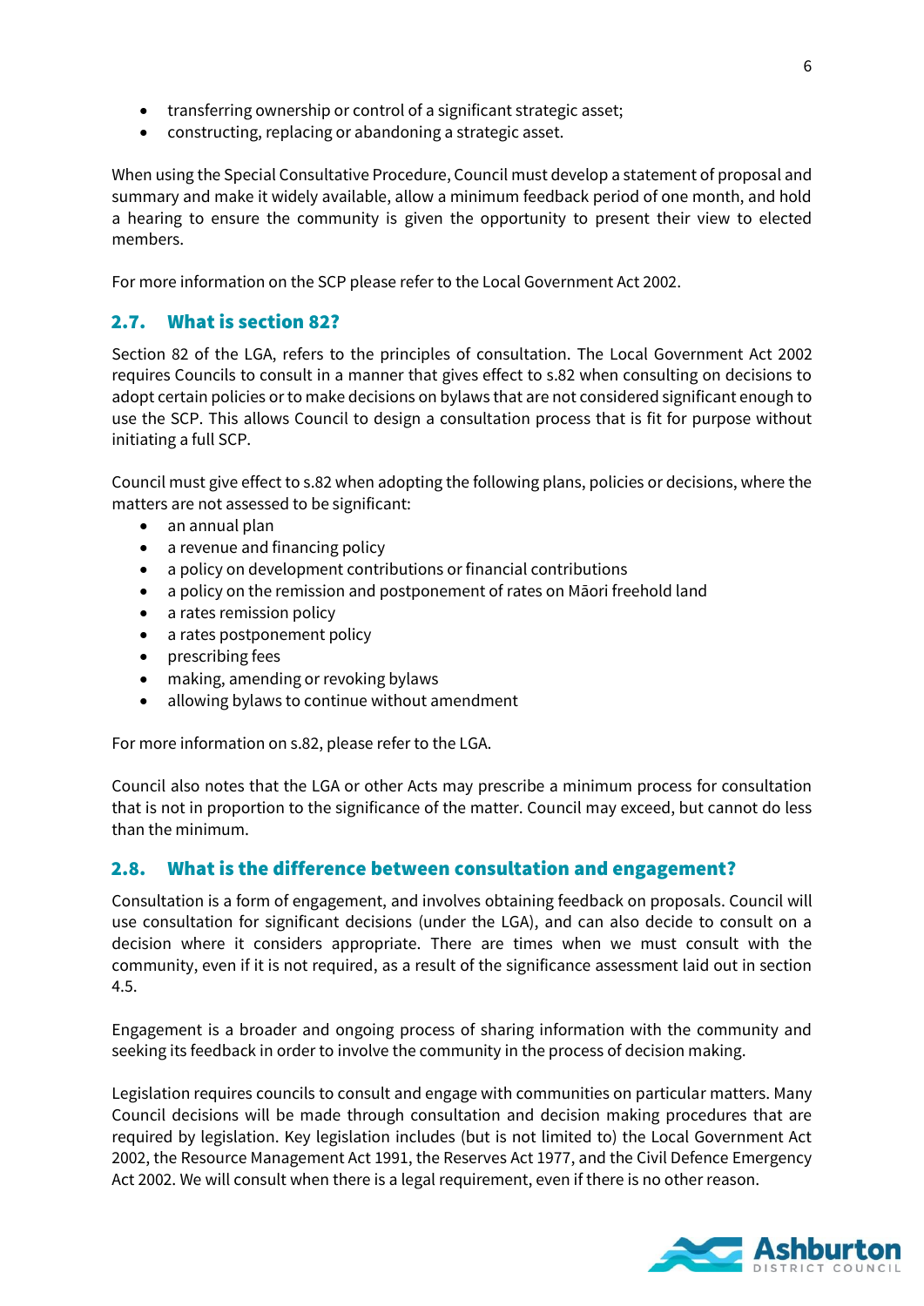- transferring ownership or control of a significant strategic asset;
- constructing, replacing or abandoning a strategic asset.

When using the Special Consultative Procedure, Council must develop a statement of proposal and summary and make it widely available, allow a minimum feedback period of one month, and hold a hearing to ensure the community is given the opportunity to present their view to elected members.

For more information on the SCP please refer to the Local Government Act 2002.

## 2.7. What is section 82?

Section 82 of the LGA, refers to the principles of consultation. The Local Government Act 2002 requires Councils to consult in a manner that gives effect to s.82 when consulting on decisions to adopt certain policies or to make decisions on bylaws that are not considered significant enough to use the SCP. This allows Council to design a consultation process that is fit for purpose without initiating a full SCP.

Council must give effect to s.82 when adopting the following plans, policies or decisions, where the matters are not assessed to be significant:

- an annual plan
- a revenue and financing policy
- a policy on development contributions or financial contributions
- a policy on the remission and postponement of rates on Māori freehold land
- a rates remission policy
- a rates postponement policy
- prescribing fees
- making, amending or revoking bylaws
- allowing bylaws to continue without amendment

For more information on s.82, please refer to the LGA.

Council also notes that the LGA or other Acts may prescribe a minimum process for consultation that is not in proportion to the significance of the matter. Council may exceed, but cannot do less than the minimum.

## 2.8. What is the difference between consultation and engagement?

Consultation is a form of engagement, and involves obtaining feedback on proposals. Council will use consultation for significant decisions (under the LGA), and can also decide to consult on a decision where it considers appropriate. There are times when we must consult with the community, even if it is not required, as a result of the significance assessment laid out in section 4.5.

Engagement is a broader and ongoing process of sharing information with the community and seeking its feedback in order to involve the community in the process of decision making.

Legislation requires councils to consult and engage with communities on particular matters. Many Council decisions will be made through consultation and decision making procedures that are required by legislation. Key legislation includes (but is not limited to) the Local Government Act 2002, the Resource Management Act 1991, the Reserves Act 1977, and the Civil Defence Emergency Act 2002. We will consult when there is a legal requirement, even if there is no other reason.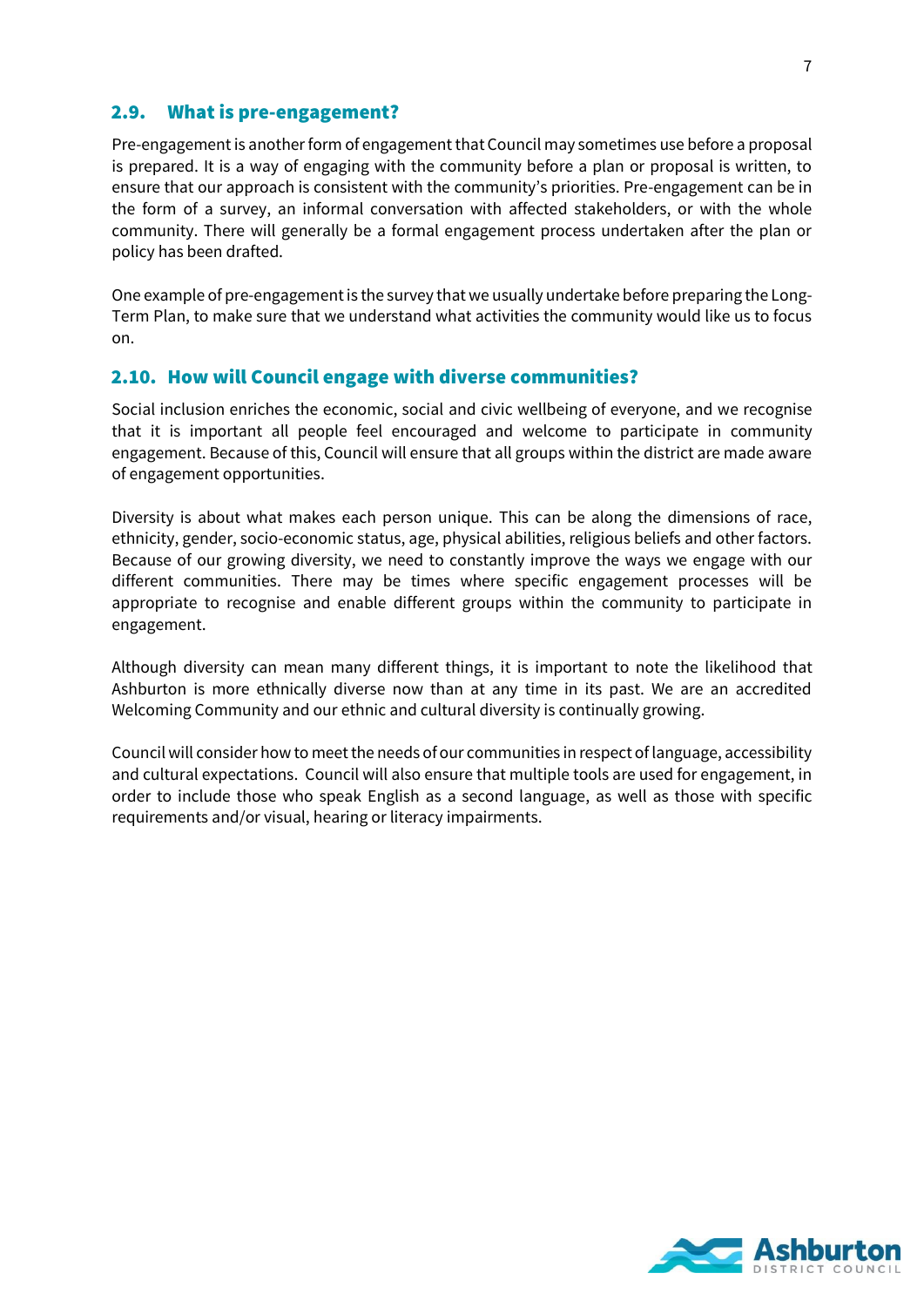## 2.9. What is pre-engagement?

Pre-engagement is another form of engagement that Council may sometimes use before a proposal is prepared. It is a way of engaging with the community before a plan or proposal is written, to ensure that our approach is consistent with the community's priorities. Pre-engagement can be in the form of a survey, an informal conversation with affected stakeholders, or with the whole community. There will generally be a formal engagement process undertaken after the plan or policy has been drafted.

One example of pre-engagement is the survey that we usually undertake before preparing the Long-Term Plan, to make sure that we understand what activities the community would like us to focus on.

## 2.10. How will Council engage with diverse communities?

Social inclusion enriches the economic, social and civic wellbeing of everyone, and we recognise that it is important all people feel encouraged and welcome to participate in community engagement. Because of this, Council will ensure that all groups within the district are made aware of engagement opportunities.

Diversity is about what makes each person unique. This can be along the dimensions of race, ethnicity, gender, socio-economic status, age, physical abilities, religious beliefs and other factors. Because of our growing diversity, we need to constantly improve the ways we engage with our different communities. There may be times where specific engagement processes will be appropriate to recognise and enable different groups within the community to participate in engagement.

Although diversity can mean many different things, it is important to note the likelihood that Ashburton is more ethnically diverse now than at any time in its past. We are an accredited Welcoming Community and our ethnic and cultural diversity is continually growing.

Council will consider how to meet the needs of our communities in respect of language, accessibility and cultural expectations. Council will also ensure that multiple tools are used for engagement, in order to include those who speak English as a second language, as well as those with specific requirements and/or visual, hearing or literacy impairments.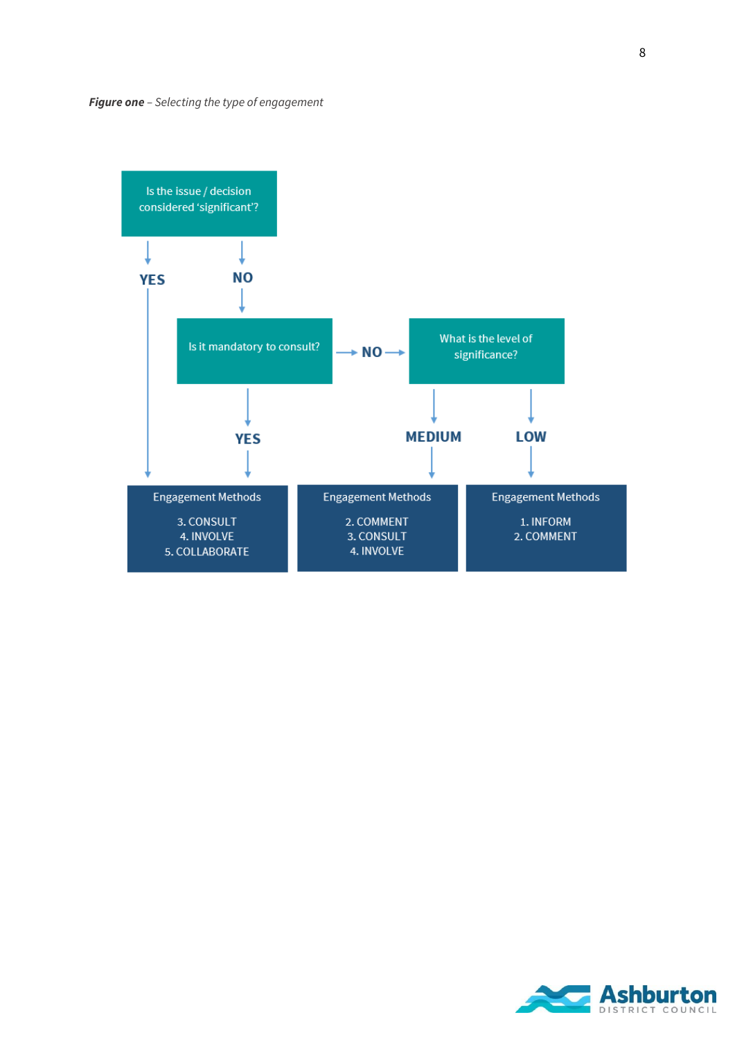***Figure one*** *– Selecting the type of engagement*

Is the issue / decision considered 'significant'?

YES

NO

Is it mandatory to consult?

NO

What is the level of significance?

YES

MEDIUM

LOW

Engagement Methods

3. CONSULT
4. INVOLVE
5. COLLABORATE

Engagement Methods

2. COMMENT
3. CONSULT
4. INVOLVE

Engagement Methods

1. INFORM
2. COMMENT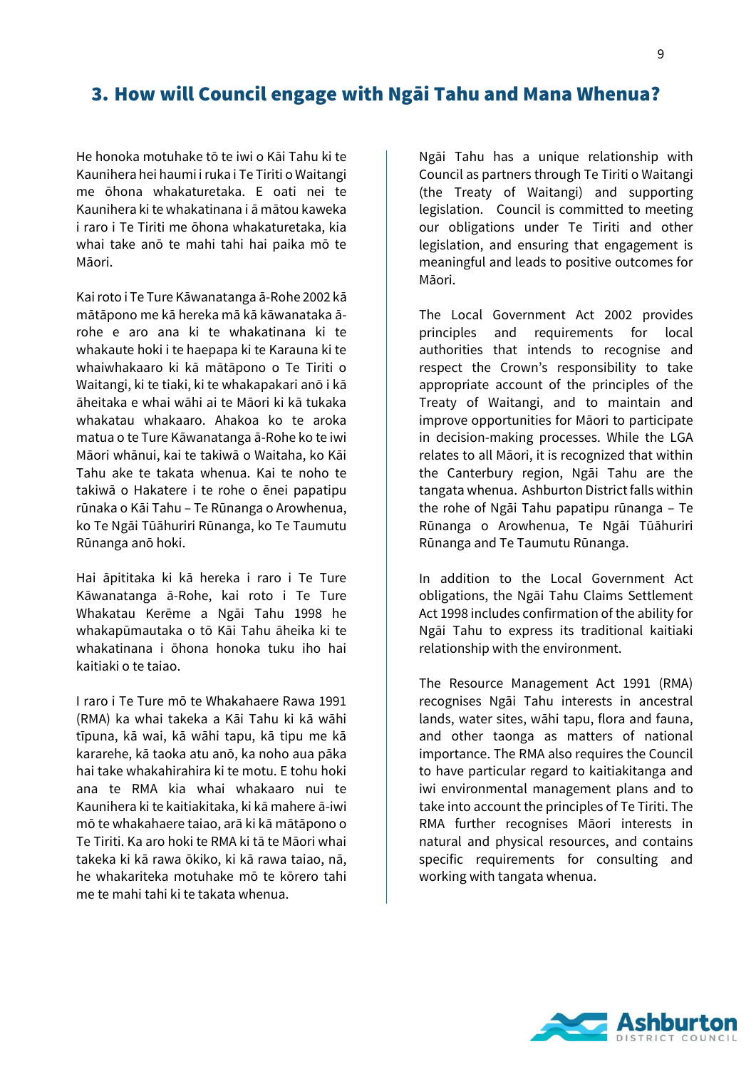## 3. How will Council engage with Ngāi Tahu and Mana Whenua?

He honoka motuhake tō te iwi o Kāi Tahu ki te Kaunihera hei haumi i ruka i Te Tiriti o Waitangi me ōhona whakaturetaka. E oati nei te Kaunihera ki te whakatinana i ā mātou kaweka i raro i Te Tiriti me ōhona whakaturetaka, kia whai take anō te mahi tahi hai paika mō te Māori.

Kai roto i Te Ture Kāwanatanga ā-Rohe 2002 kā mātāpono me kā hereka mā kā kāwanataka ā-rohe e aro ana ki te whakatinana ki te whakaute hoki i te haepapa ki te Karauna ki te whaiwhakaaro ki kā mātāpono o Te Tiriti o Waitangi, ki te tiaki, ki te whakapakari anō i kā āheitaka e whai wāhi ai te Māori ki kā tukaka whakatau whakaaro. Ahakoa ko te aroka matua o te Ture Kāwanatanga ā-Rohe ko te iwi Māori whānui, kai te takiwā o Waitaha, ko Kāi Tahu ake te takata whenua. Kai te noho te takiwā o Hakatere i te rohe o ēnei papatipu rūnaka o Kāi Tahu – Te Rūnanga o Arowhenua, ko Te Ngāi Tūāhuriri Rūnanga, ko Te Taumutu Rūnanga anō hoki.

Hai āpititaka ki kā hereka i raro i Te Ture Kāwanatanga ā-Rohe, kai roto i Te Ture Whakatau Kerēme a Ngāi Tahu 1998 he whakapūmautaka o tō Kāi Tahu āheika ki te whakatinana i ōhona honoka tuku iho hai kaitiaki o te taiao.

I raro i Te Ture mō te Whakahaere Rawa 1991 (RMA) ka whai takeka a Kāi Tahu ki kā wāhi tīpuna, kā wai, kā wāhi tapu, kā tipu me kā kararehe, kā taoka atu anō, ka noho aua pāka hai take whakahirahira ki te motu. E tohu hoki ana te RMA kia whai whakaaro nui te Kaunihera ki te kaitiakitaka, ki kā mahere ā-iwi mō te whakahaere taiao, arā ki kā mātāpono o Te Tiriti. Ka aro hoki te RMA ki tā te Māori whai takeka ki kā rawa ōkiko, ki kā rawa taiao, nā, he whakariteka motuhake mō te kōrero tahi me te mahi tahi ki te takata whenua.

Ngāi Tahu has a unique relationship with Council as partners through Te Tiriti o Waitangi (the Treaty of Waitangi) and supporting legislation. Council is committed to meeting our obligations under Te Tiriti and other legislation, and ensuring that engagement is meaningful and leads to positive outcomes for Māori.

The Local Government Act 2002 provides principles and requirements for local authorities that intends to recognise and respect the Crown's responsibility to take appropriate account of the principles of the Treaty of Waitangi, and to maintain and improve opportunities for Māori to participate in decision-making processes. While the LGA relates to all Māori, it is recognized that within the Canterbury region, Ngāi Tahu are the tangata whenua. Ashburton District falls within the rohe of Ngāi Tahu papatipu rūnanga – Te Rūnanga o Arowhenua, Te Ngāi Tūāhuriri Rūnanga and Te Taumutu Rūnanga.

In addition to the Local Government Act obligations, the Ngāi Tahu Claims Settlement Act 1998 includes confirmation of the ability for Ngāi Tahu to express its traditional kaitiaki relationship with the environment.

The Resource Management Act 1991 (RMA) recognises Ngāi Tahu interests in ancestral lands, water sites, wāhi tapu, flora and fauna, and other taonga as matters of national importance. The RMA also requires the Council to have particular regard to kaitiakitanga and iwi environmental management plans and to take into account the principles of Te Tiriti. The RMA further recognises Māori interests in natural and physical resources, and contains specific requirements for consulting and working with tangata whenua.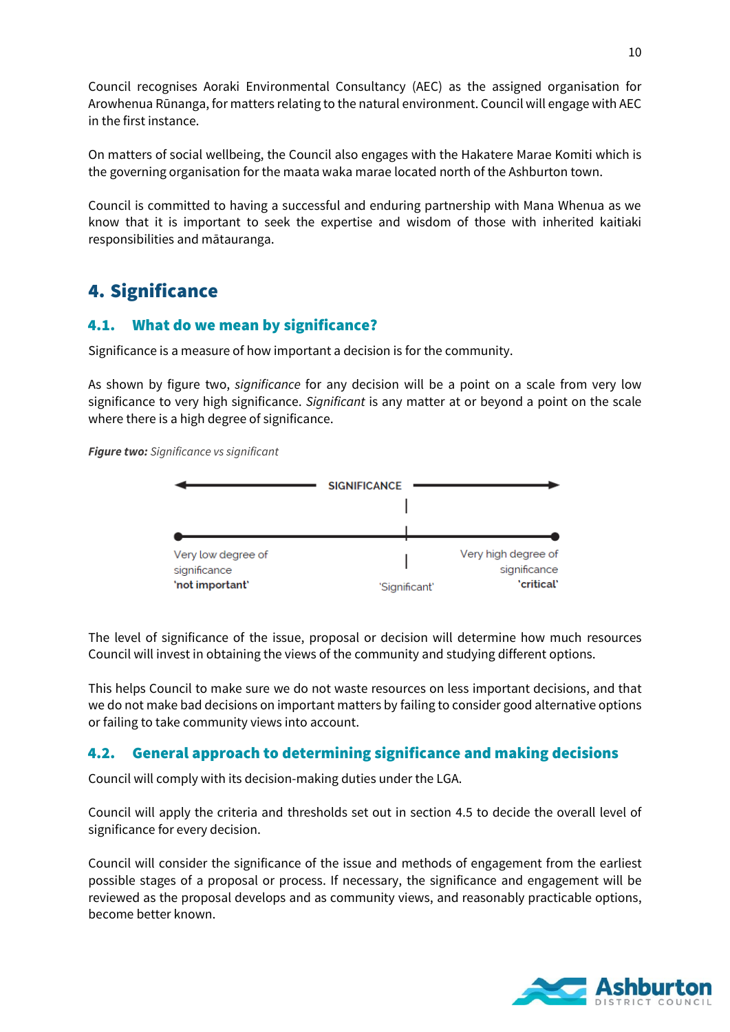Council recognises Aoraki Environmental Consultancy (AEC) as the assigned organisation for Arowhenua Rūnanga, for matters relating to the natural environment. Council will engage with AEC in the first instance.

On matters of social wellbeing, the Council also engages with the Hakatere Marae Komiti which is the governing organisation for the maata waka marae located north of the Ashburton town.

Council is committed to having a successful and enduring partnership with Mana Whenua as we know that it is important to seek the expertise and wisdom of those with inherited kaitiaki responsibilities and mātauranga.

## 4. Significance

### 4.1. What do we mean by significance?

Significance is a measure of how important a decision is for the community.

As shown by figure two, *significance* for any decision will be a point on a scale from very low significance to very high significance. *Significant* is any matter at or beyond a point on the scale where there is a high degree of significance.

***Figure two:*** *Significance vs significant*

SIGNIFICANCE

Very low degree of significance **'not important'**

'Significant'

Very high degree of significance **'critical'**

The level of significance of the issue, proposal or decision will determine how much resources Council will invest in obtaining the views of the community and studying different options.

This helps Council to make sure we do not waste resources on less important decisions, and that we do not make bad decisions on important matters by failing to consider good alternative options or failing to take community views into account.

### 4.2. General approach to determining significance and making decisions

Council will comply with its decision-making duties under the LGA.

Council will apply the criteria and thresholds set out in section 4.5 to decide the overall level of significance for every decision.

Council will consider the significance of the issue and methods of engagement from the earliest possible stages of a proposal or process. If necessary, the significance and engagement will be reviewed as the proposal develops and as community views, and reasonably practicable options, become better known.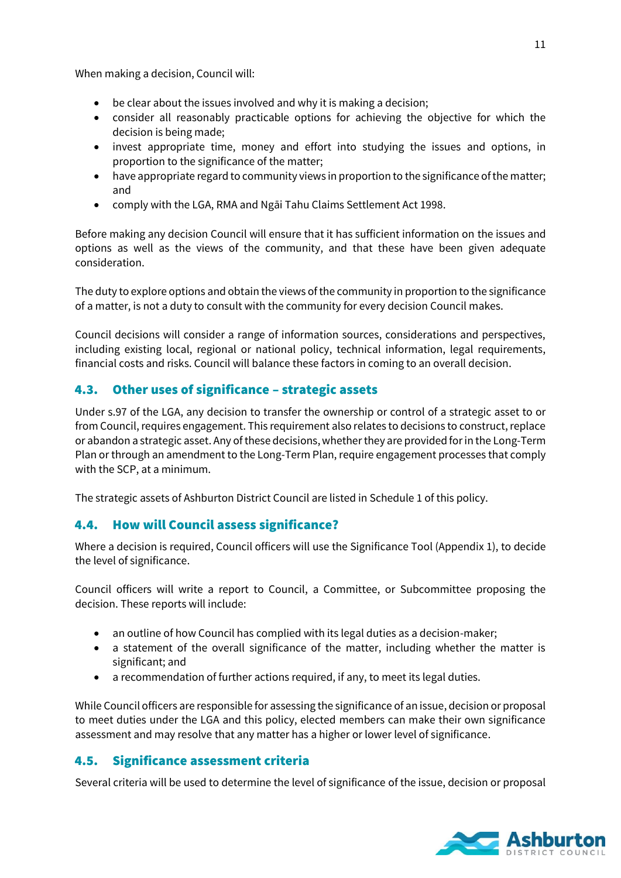When making a decision, Council will:

- be clear about the issues involved and why it is making a decision;
- consider all reasonably practicable options for achieving the objective for which the decision is being made;
- invest appropriate time, money and effort into studying the issues and options, in proportion to the significance of the matter;
- have appropriate regard to community views in proportion to the significance of the matter; and
- comply with the LGA, RMA and Ngāi Tahu Claims Settlement Act 1998.

Before making any decision Council will ensure that it has sufficient information on the issues and options as well as the views of the community, and that these have been given adequate consideration.

The duty to explore options and obtain the views of the community in proportion to the significance of a matter, is not a duty to consult with the community for every decision Council makes.

Council decisions will consider a range of information sources, considerations and perspectives, including existing local, regional or national policy, technical information, legal requirements, financial costs and risks. Council will balance these factors in coming to an overall decision.

## 4.3. Other uses of significance – strategic assets

Under s.97 of the LGA, any decision to transfer the ownership or control of a strategic asset to or from Council, requires engagement. This requirement also relates to decisions to construct, replace or abandon a strategic asset. Any of these decisions, whether they are provided for in the Long-Term Plan or through an amendment to the Long-Term Plan, require engagement processes that comply with the SCP, at a minimum.

The strategic assets of Ashburton District Council are listed in Schedule 1 of this policy.

## 4.4. How will Council assess significance?

Where a decision is required, Council officers will use the Significance Tool (Appendix 1), to decide the level of significance.

Council officers will write a report to Council, a Committee, or Subcommittee proposing the decision. These reports will include:

- an outline of how Council has complied with its legal duties as a decision-maker;
- a statement of the overall significance of the matter, including whether the matter is significant; and
- a recommendation of further actions required, if any, to meet its legal duties.

While Council officers are responsible for assessing the significance of an issue, decision or proposal to meet duties under the LGA and this policy, elected members can make their own significance assessment and may resolve that any matter has a higher or lower level of significance.

## 4.5. Significance assessment criteria

Several criteria will be used to determine the level of significance of the issue, decision or proposal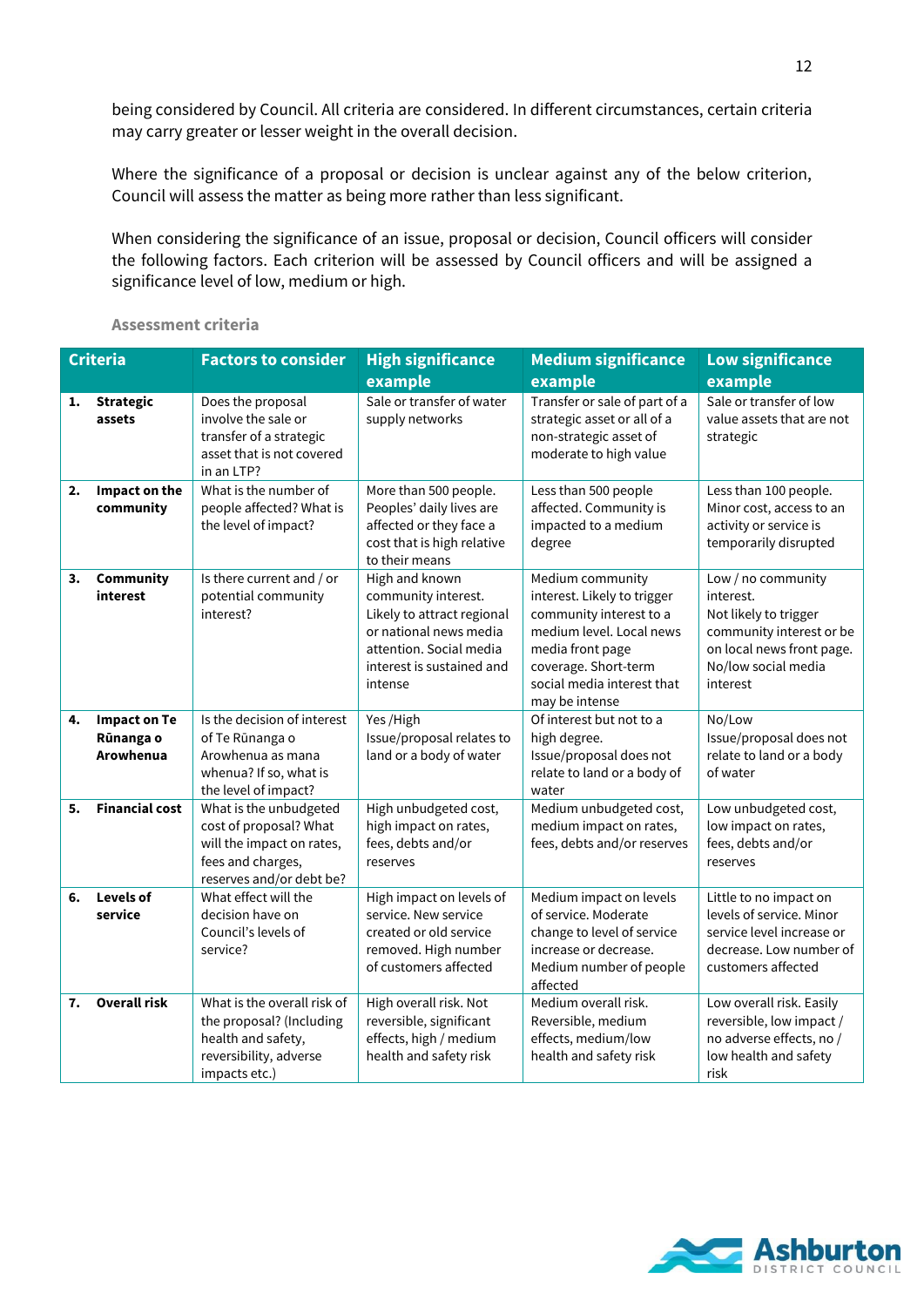being considered by Council. All criteria are considered. In different circumstances, certain criteria may carry greater or lesser weight in the overall decision.

Where the significance of a proposal or decision is unclear against any of the below criterion, Council will assess the matter as being more rather than less significant.

When considering the significance of an issue, proposal or decision, Council officers will consider the following factors. Each criterion will be assessed by Council officers and will be assigned a significance level of low, medium or high.

### Assessment criteria

| Criteria | Factors to consider | High significance example | Medium significance example | Low significance example |
|---|---|---|---|---|
| 1. **Strategic assets** | Does the proposal involve the sale or transfer of a strategic asset that is not covered in an LTP? | Sale or transfer of water supply networks | Transfer or sale of part of a strategic asset or all of a non-strategic asset of moderate to high value | Sale or transfer of low value assets that are not strategic |
| 2. **Impact on the community** | What is the number of people affected? What is the level of impact? | More than 500 people. Peoples' daily lives are affected or they face a cost that is high relative to their means | Less than 500 people affected. Community is impacted to a medium degree | Less than 100 people. Minor cost, access to an activity or service is temporarily disrupted |
| 3. **Community interest** | Is there current and / or potential community interest? | High and known community interest. Likely to attract regional or national news media attention. Social media interest is sustained and intense | Medium community interest. Likely to trigger community interest to a medium level. Local news media front page coverage. Short-term social media interest that may be intense | Low / no community interest. Not likely to trigger community interest or be on local news front page. No/low social media interest |
| 4. **Impact on Te Rūnanga o Arowhenua** | Is the decision of interest of Te Rūnanga o Arowhenua as mana whenua? If so, what is the level of impact? | Yes /High Issue/proposal relates to land or a body of water | Of interest but not to a high degree. Issue/proposal does not relate to land or a body of water | No/Low Issue/proposal does not relate to land or a body of water |
| 5. **Financial cost** | What is the unbudgeted cost of proposal? What will the impact on rates, fees and charges, reserves and/or debt be? | High unbudgeted cost, high impact on rates, fees, debts and/or reserves | Medium unbudgeted cost, medium impact on rates, fees, debts and/or reserves | Low unbudgeted cost, low impact on rates, fees, debts and/or reserves |
| 6. **Levels of service** | What effect will the decision have on Council's levels of service? | High impact on levels of service. New service created or old service removed. High number of customers affected | Medium impact on levels of service. Moderate change to level of service increase or decrease. Medium number of people affected | Little to no impact on levels of service. Minor service level increase or decrease. Low number of customers affected |
| 7. **Overall risk** | What is the overall risk of the proposal? (Including health and safety, reversibility, adverse impacts etc.) | High overall risk. Not reversible, significant effects, high / medium health and safety risk | Medium overall risk. Reversible, medium effects, medium/low health and safety risk | Low overall risk. Easily reversible, low impact / no adverse effects, no / low health and safety risk |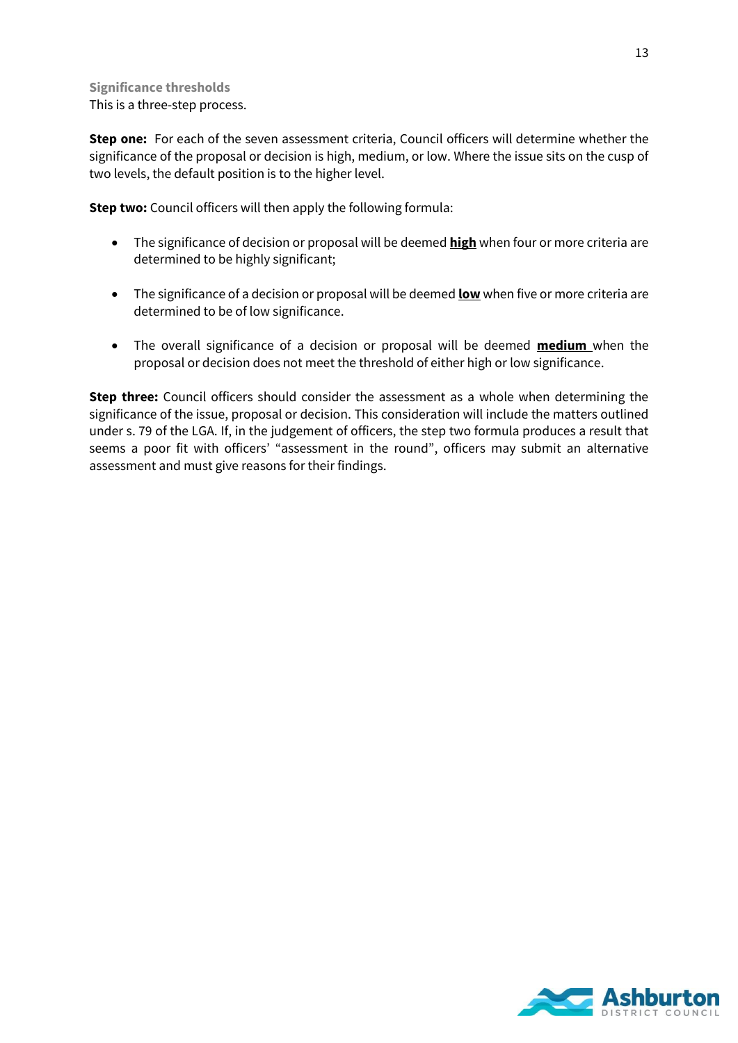### Significance thresholds

This is a three-step process.

**Step one:** For each of the seven assessment criteria, Council officers will determine whether the significance of the proposal or decision is high, medium, or low. Where the issue sits on the cusp of two levels, the default position is to the higher level.

**Step two:** Council officers will then apply the following formula:

- The significance of decision or proposal will be deemed **high** when four or more criteria are determined to be highly significant;

- The significance of a decision or proposal will be deemed **low** when five or more criteria are determined to be of low significance.

- The overall significance of a decision or proposal will be deemed **medium** when the proposal or decision does not meet the threshold of either high or low significance.

**Step three:** Council officers should consider the assessment as a whole when determining the significance of the issue, proposal or decision. This consideration will include the matters outlined under s. 79 of the LGA. If, in the judgement of officers, the step two formula produces a result that seems a poor fit with officers' "assessment in the round", officers may submit an alternative assessment and must give reasons for their findings.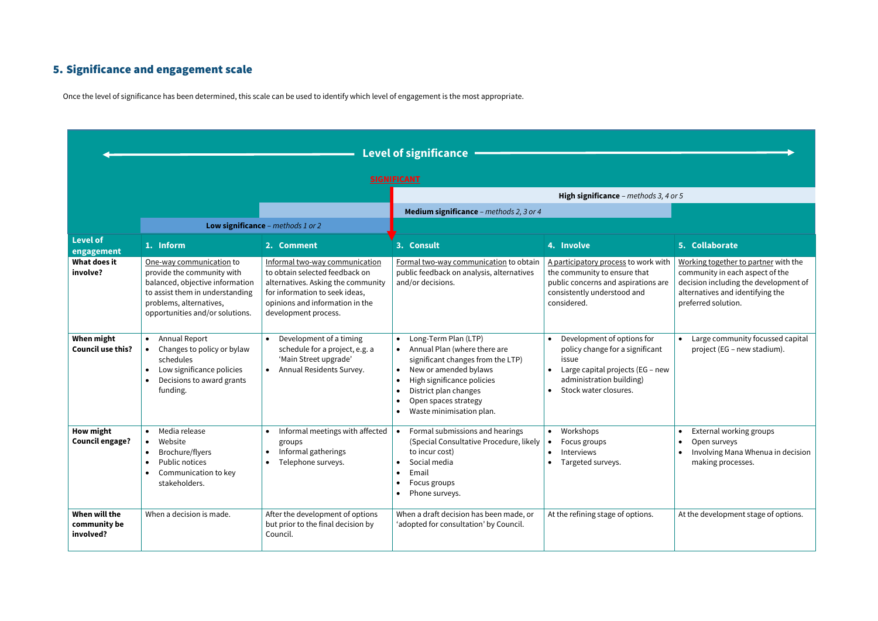## 5. Significance and engagement scale

Once the level of significance has been determined, this scale can be used to identify which level of engagement is the most appropriate.

Level of significance

SIGNIFICANT

**High significance** – *methods 3, 4 or 5*

**Medium significance** – *methods 2, 3 or 4*

**Low significance** – *methods 1 or 2*

| **Level of engagement** | **1. Inform** | **2. Comment** | **3. Consult** | **4. Involve** | **5. Collaborate** |
|---|---|---|---|---|---|
| **What does it involve?** | One-way communication to provide the community with balanced, objective information to assist them in understanding problems, alternatives, opportunities and/or solutions. | Informal two-way communication to obtain selected feedback on alternatives. Asking the community for information to seek ideas, opinions and information in the development process. | Formal two-way communication to obtain public feedback on analysis, alternatives and/or decisions. | A participatory process to work with the community to ensure that public concerns and aspirations are consistently understood and considered. | Working together to partner with the community in each aspect of the decision including the development of alternatives and identifying the preferred solution. |
| **When might Council use this?** | • Annual Report<br>• Changes to policy or bylaw schedules<br>• Low significance policies<br>• Decisions to award grants funding. | • Development of a timing schedule for a project, e.g. a 'Main Street upgrade'<br>• Annual Residents Survey. | • Long-Term Plan (LTP)<br>• Annual Plan (where there are significant changes from the LTP)<br>• New or amended bylaws<br>• High significance policies<br>• District plan changes<br>• Open spaces strategy<br>• Waste minimisation plan. | • Development of options for policy change for a significant issue<br>• Large capital projects (EG – new administration building)<br>• Stock water closures. | • Large community focussed capital project (EG – new stadium). |
| **How might Council engage?** | • Media release<br>• Website<br>• Brochure/flyers<br>• Public notices<br>• Communication to key stakeholders. | • Informal meetings with affected groups<br>• Informal gatherings<br>• Telephone surveys. | • Formal submissions and hearings (Special Consultative Procedure, likely to incur cost)<br>• Social media<br>• Email<br>• Focus groups<br>• Phone surveys. | • Workshops<br>• Focus groups<br>• Interviews<br>• Targeted surveys. | • External working groups<br>• Open surveys<br>• Involving Mana Whenua in decision making processes. |
| **When will the community be involved?** | When a decision is made. | After the development of options but prior to the final decision by Council. | When a draft decision has been made, or 'adopted for consultation' by Council. | At the refining stage of options. | At the development stage of options. |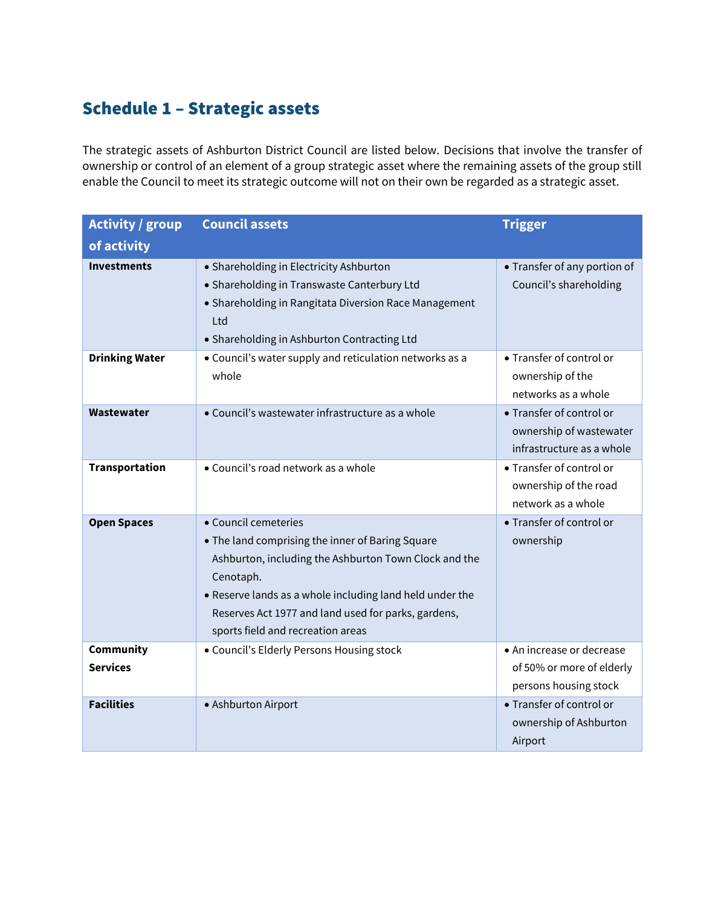## Schedule 1 – Strategic assets

The strategic assets of Ashburton District Council are listed below. Decisions that involve the transfer of ownership or control of an element of a group strategic asset where the remaining assets of the group still enable the Council to meet its strategic outcome will not on their own be regarded as a strategic asset.

| Activity / group of activity | Council assets | Trigger |
|---|---|---|
| **Investments** | • Shareholding in Electricity Ashburton<br>• Shareholding in Transwaste Canterbury Ltd<br>• Shareholding in Rangitata Diversion Race Management Ltd<br>• Shareholding in Ashburton Contracting Ltd | • Transfer of any portion of Council's shareholding |
| **Drinking Water** | • Council's water supply and reticulation networks as a whole | • Transfer of control or ownership of the networks as a whole |
| **Wastewater** | • Council's wastewater infrastructure as a whole | • Transfer of control or ownership of wastewater infrastructure as a whole |
| **Transportation** | • Council's road network as a whole | • Transfer of control or ownership of the road network as a whole |
| **Open Spaces** | • Council cemeteries<br>• The land comprising the inner of Baring Square Ashburton, including the Ashburton Town Clock and the Cenotaph.<br>• Reserve lands as a whole including land held under the Reserves Act 1977 and land used for parks, gardens, sports field and recreation areas | • Transfer of control or ownership |
| **Community Services** | • Council's Elderly Persons Housing stock | • An increase or decrease of 50% or more of elderly persons housing stock |
| **Facilities** | • Ashburton Airport | • Transfer of control or ownership of Ashburton Airport |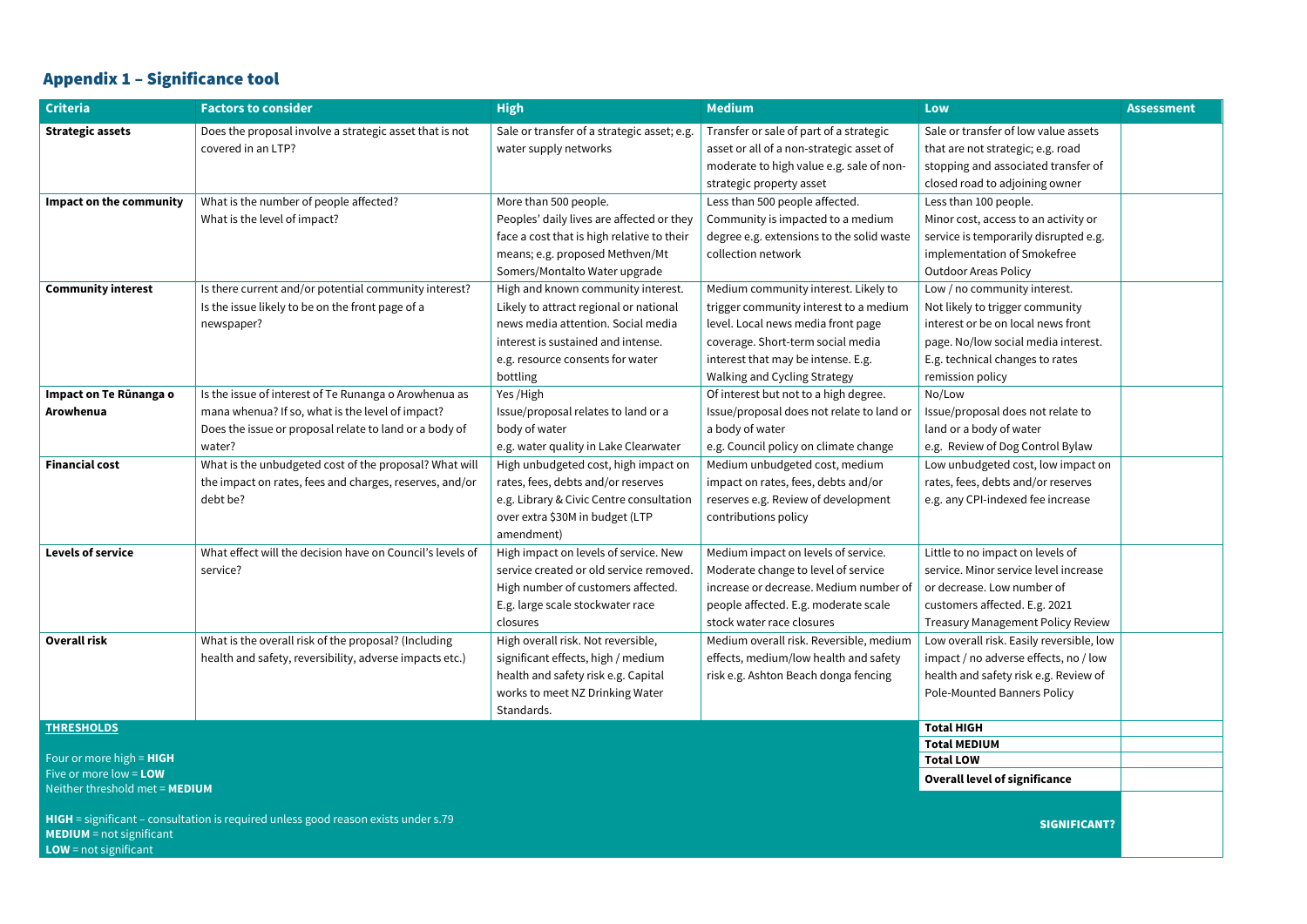## Appendix 1 – Significance tool

| Criteria | Factors to consider | High | Medium | Low | Assessment |
|---|---|---|---|---|---|
| **Strategic assets** | Does the proposal involve a strategic asset that is not covered in an LTP? | Sale or transfer of a strategic asset; e.g. water supply networks | Transfer or sale of part of a strategic asset or all of a non-strategic asset of moderate to high value e.g. sale of non-strategic property asset | Sale or transfer of low value assets that are not strategic; e.g. road stopping and associated transfer of closed road to adjoining owner | |
| **Impact on the community** | What is the number of people affected? What is the level of impact? | More than 500 people. Peoples' daily lives are affected or they face a cost that is high relative to their means; e.g. proposed Methven/Mt Somers/Montalto Water upgrade | Less than 500 people affected. Community is impacted to a medium degree e.g. extensions to the solid waste collection network | Less than 100 people. Minor cost, access to an activity or service is temporarily disrupted e.g. implementation of Smokefree Outdoor Areas Policy | |
| **Community interest** | Is there current and/or potential community interest? Is the issue likely to be on the front page of a newspaper? | High and known community interest. Likely to attract regional or national news media attention. Social media interest is sustained and intense. e.g. resource consents for water bottling | Medium community interest. Likely to trigger community interest to a medium level. Local news media front page coverage. Short-term social media interest that may be intense. E.g. Walking and Cycling Strategy | Low / no community interest. Not likely to trigger community interest or be on local news front page. No/low social media interest. E.g. technical changes to rates remission policy | |
| **Impact on Te Rūnanga o Arowhenua** | Is the issue of interest of Te Runanga o Arowhenua as mana whenua? If so, what is the level of impact? Does the issue or proposal relate to land or a body of water? | Yes /High Issue/proposal relates to land or a body of water e.g. water quality in Lake Clearwater | Of interest but not to a high degree. Issue/proposal does not relate to land or a body of water e.g. Council policy on climate change | No/Low Issue/proposal does not relate to land or a body of water e.g. Review of Dog Control Bylaw | |
| **Financial cost** | What is the unbudgeted cost of the proposal? What will the impact on rates, fees and charges, reserves, and/or debt be? | High unbudgeted cost, high impact on rates, fees, debts and/or reserves e.g. Library & Civic Centre consultation over extra $30M in budget (LTP amendment) | Medium unbudgeted cost, medium impact on rates, fees, debts and/or reserves e.g. Review of development contributions policy | Low unbudgeted cost, low impact on rates, fees, debts and/or reserves e.g. any CPI-indexed fee increase | |
| **Levels of service** | What effect will the decision have on Council's levels of service? | High impact on levels of service. New service created or old service removed. High number of customers affected. E.g. large scale stockwater race closures | Medium impact on levels of service. Moderate change to level of service increase or decrease. Medium number of people affected. E.g. moderate scale stock water race closures | Little to no impact on levels of service. Minor service level increase or decrease. Low number of customers affected. E.g. 2021 Treasury Management Policy Review | |
| **Overall risk** | What is the overall risk of the proposal? (Including health and safety, reversibility, adverse impacts etc.) | High overall risk. Not reversible, significant effects, high / medium health and safety risk e.g. Capital works to meet NZ Drinking Water Standards. | Medium overall risk. Reversible, medium effects, medium/low health and safety risk e.g. Ashton Beach donga fencing | Low overall risk. Easily reversible, low impact / no adverse effects, no / low health and safety risk e.g. Review of Pole-Mounted Banners Policy | |
| **THRESHOLDS** | | | | **Total HIGH** | |
| | | | | **Total MEDIUM** | |
| | | | | **Total LOW** | |
| | | | | **Overall level of significance** | |
| | | | | **SIGNIFICANT?** | |

**THRESHOLDS**

Four or more high = **HIGH**
Five or more low = **LOW**
Neither threshold met = **MEDIUM**

**HIGH** = significant – consultation is required unless good reason exists under s.79
**MEDIUM** = not significant
**LOW** = not significant